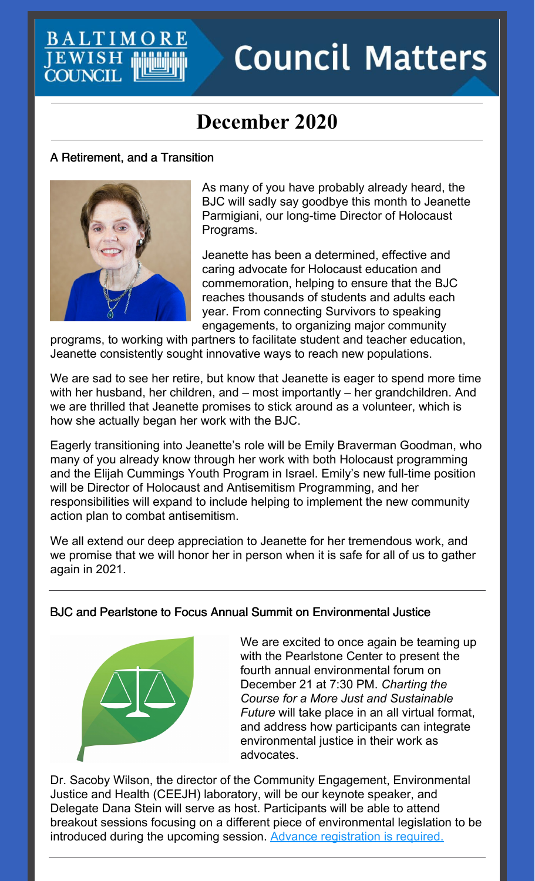# Council Matters

BALTIMORE JEWISH COUNCIL

## December 2020

### A Retirement, and a Transition

As many of you have probably already heard, the BJC will sadly say goodbye this month to Jeanette Parmigiani, our long-time Director of Holocaust Programs.

Jeanette has been a determined, effective and caring advocate for Holocaust education and commemoration, helping to ensure that the BJC reaches thousands of students and adults each year. From connecting Survivors to speaking engagements, to organizing major community programs, to working with partners to facilitate student and teacher education, Jeanette consistently sought innovative ways to reach new populations.

We are sad to see her retire, but know that Jeanette is eager to spend more time with her husband, her children, and – most importantly – her grandchildren. And we are thrilled that Jeanette promises to stick around as a volunteer, which is how she actually began her work with the BJC.

Eagerly transitioning into Jeanette's role will be Emily Braverman Goodman, who many of you already know through her work with both Holocaust programming and the Elijah Cummings Youth Program in Israel. Emily's new full-time position will be Director of Holocaust and Antisemitism Programming, and her responsibilities will expand to include helping to implement the new community action plan to combat antisemitism.

We all extend our deep appreciation to Jeanette for her tremendous work, and we promise that we will honor her in person when it is safe for all of us to gather again in 2021.

---

### BJC and Pearlstone to Focus Annual Summit on Environmental Justice

We are excited to once again be teaming up with the Pearlstone Center to present the fourth annual environmental forum on December 21 at 7:30 PM. *Charting the Course for a More Just and Sustainable Future* will take place in an all virtual format, and address how participants can integrate environmental justice in their work as advocates.

Dr. Sacoby Wilson, the director of the Community Engagement, Environmental Justice and Health (CEEJH) laboratory, will be our keynote speaker, and Delegate Dana Stein will serve as host. Participants will be able to attend breakout sessions focusing on a different piece of environmental legislation to be introduced during the upcoming session. Advance registration is required.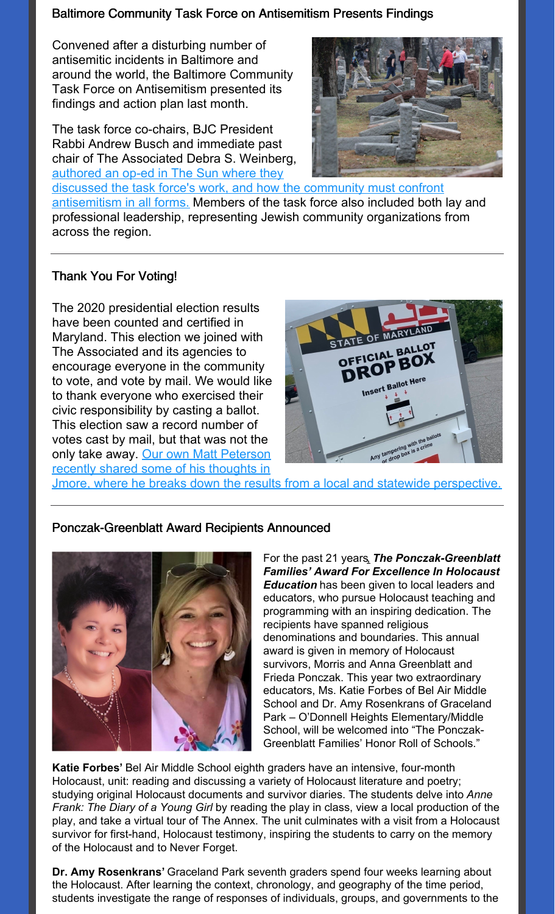## Baltimore Community Task Force on Antisemitism Presents Findings

Convened after a disturbing number of antisemitic incidents in Baltimore and around the world, the Baltimore Community Task Force on Antisemitism presented its findings and action plan last month.

The task force co-chairs, BJC President Rabbi Andrew Busch and immediate past chair of The Associated Debra S. Weinberg, authored an op-ed in The Sun where they discussed the task force's work, and how the community must confront antisemitism in all forms. Members of the task force also included both lay and professional leadership, representing Jewish community organizations from across the region.

---

## Thank You For Voting!

The 2020 presidential election results have been counted and certified in Maryland. This election we joined with The Associated and its agencies to encourage everyone in the community to vote, and vote by mail. We would like to thank everyone who exercised their civic responsibility by casting a ballot. This election saw a record number of votes cast by mail, but that was not the only take away. Our own Matt Peterson recently shared some of his thoughts in Jmore, where he breaks down the results from a local and statewide perspective.

---

## Ponczak-Greenblatt Award Recipients Announced

For the past 21 years, ***The Ponczak-Greenblatt Families' Award For Excellence In Holocaust Education*** has been given to local leaders and educators, who pursue Holocaust teaching and programming with an inspiring dedication. The recipients have spanned religious denominations and boundaries. This annual award is given in memory of Holocaust survivors, Morris and Anna Greenblatt and Frieda Ponczak. This year two extraordinary educators, Ms. Katie Forbes of Bel Air Middle School and Dr. Amy Rosenkrans of Graceland Park – O'Donnell Heights Elementary/Middle School, will be welcomed into "The Ponczak-Greenblatt Families' Honor Roll of Schools."

**Katie Forbes'** Bel Air Middle School eighth graders have an intensive, four-month Holocaust, unit: reading and discussing a variety of Holocaust literature and poetry; studying original Holocaust documents and survivor diaries. The students delve into *Anne Frank: The Diary of a Young Girl* by reading the play in class, view a local production of the play, and take a virtual tour of The Annex. The unit culminates with a visit from a Holocaust survivor for first-hand, Holocaust testimony, inspiring the students to carry on the memory of the Holocaust and to Never Forget.

**Dr. Amy Rosenkrans'** Graceland Park seventh graders spend four weeks learning about the Holocaust. After learning the context, chronology, and geography of the time period, students investigate the range of responses of individuals, groups, and governments to the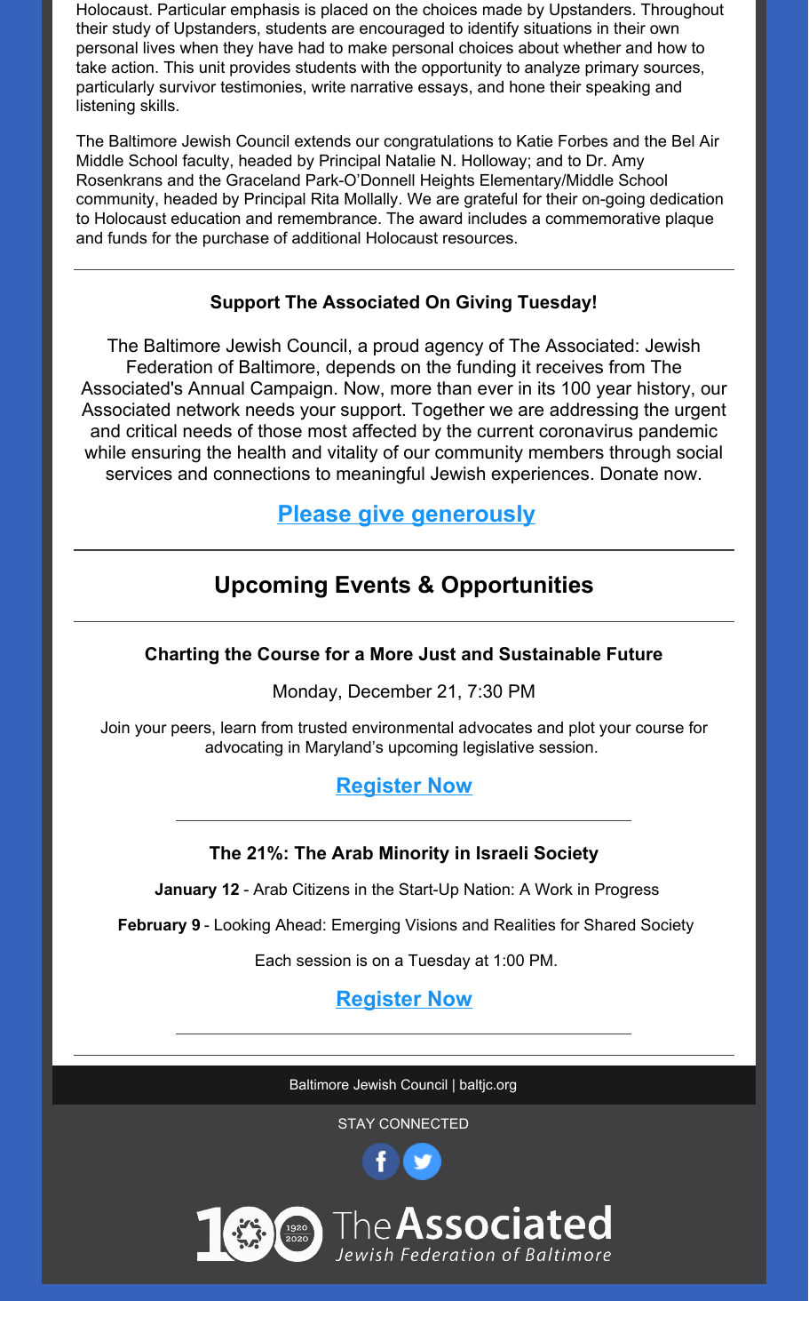Holocaust. Particular emphasis is placed on the choices made by Upstanders. Throughout their study of Upstanders, students are encouraged to identify situations in their own personal lives when they have had to make personal choices about whether and how to take action. This unit provides students with the opportunity to analyze primary sources, particularly survivor testimonies, write narrative essays, and hone their speaking and listening skills.

The Baltimore Jewish Council extends our congratulations to Katie Forbes and the Bel Air Middle School faculty, headed by Principal Natalie N. Holloway; and to Dr. Amy Rosenkrans and the Graceland Park-O'Donnell Heights Elementary/Middle School community, headed by Principal Rita Mollally. We are grateful for their on-going dedication to Holocaust education and remembrance. The award includes a commemorative plaque and funds for the purchase of additional Holocaust resources.

---

### Support The Associated On Giving Tuesday!

The Baltimore Jewish Council, a proud agency of The Associated: Jewish Federation of Baltimore, depends on the funding it receives from The Associated's Annual Campaign. Now, more than ever in its 100 year history, our Associated network needs your support. Together we are addressing the urgent and critical needs of those most affected by the current coronavirus pandemic while ensuring the health and vitality of our community members through social services and connections to meaningful Jewish experiences. Donate now.

**Please give generously**

---

## Upcoming Events & Opportunities

---

### Charting the Course for a More Just and Sustainable Future

Monday, December 21, 7:30 PM

Join your peers, learn from trusted environmental advocates and plot your course for advocating in Maryland's upcoming legislative session.

**Register Now**

---

### The 21%: The Arab Minority in Israeli Society

**January 12** - Arab Citizens in the Start-Up Nation: A Work in Progress

**February 9** - Looking Ahead: Emerging Visions and Realities for Shared Society

Each session is on a Tuesday at 1:00 PM.

**Register Now**

---

Baltimore Jewish Council | baltjc.org

STAY CONNECTED

The Associated
Jewish Federation of Baltimore